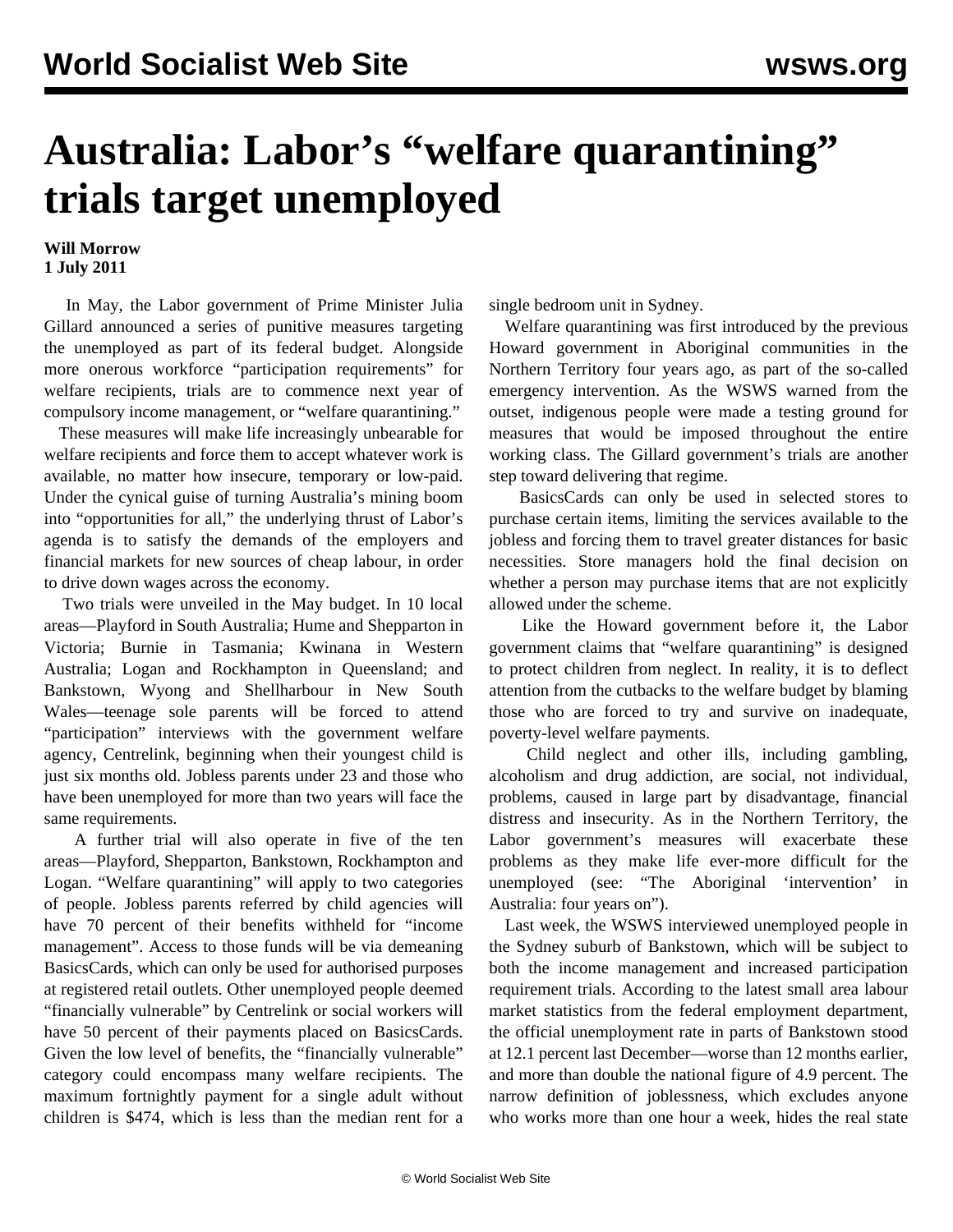# Australia: Labor's "welfare quarantining" trials target unemployed

**Will Morrow**
**1 July 2011**

In May, the Labor government of Prime Minister Julia Gillard announced a series of punitive measures targeting the unemployed as part of its federal budget. Alongside more onerous workforce "participation requirements" for welfare recipients, trials are to commence next year of compulsory income management, or "welfare quarantining."

These measures will make life increasingly unbearable for welfare recipients and force them to accept whatever work is available, no matter how insecure, temporary or low-paid. Under the cynical guise of turning Australia's mining boom into "opportunities for all," the underlying thrust of Labor's agenda is to satisfy the demands of the employers and financial markets for new sources of cheap labour, in order to drive down wages across the economy.

Two trials were unveiled in the May budget. In 10 local areas—Playford in South Australia; Hume and Shepparton in Victoria; Burnie in Tasmania; Kwinana in Western Australia; Logan and Rockhampton in Queensland; and Bankstown, Wyong and Shellharbour in New South Wales—teenage sole parents will be forced to attend "participation" interviews with the government welfare agency, Centrelink, beginning when their youngest child is just six months old. Jobless parents under 23 and those who have been unemployed for more than two years will face the same requirements.

A further trial will also operate in five of the ten areas—Playford, Shepparton, Bankstown, Rockhampton and Logan. "Welfare quarantining" will apply to two categories of people. Jobless parents referred by child agencies will have 70 percent of their benefits withheld for "income management". Access to those funds will be via demeaning BasicsCards, which can only be used for authorised purposes at registered retail outlets. Other unemployed people deemed "financially vulnerable" by Centrelink or social workers will have 50 percent of their payments placed on BasicsCards. Given the low level of benefits, the "financially vulnerable" category could encompass many welfare recipients. The maximum fortnightly payment for a single adult without children is $474, which is less than the median rent for a single bedroom unit in Sydney.

Welfare quarantining was first introduced by the previous Howard government in Aboriginal communities in the Northern Territory four years ago, as part of the so-called emergency intervention. As the WSWS warned from the outset, indigenous people were made a testing ground for measures that would be imposed throughout the entire working class. The Gillard government's trials are another step toward delivering that regime.

BasicsCards can only be used in selected stores to purchase certain items, limiting the services available to the jobless and forcing them to travel greater distances for basic necessities. Store managers hold the final decision on whether a person may purchase items that are not explicitly allowed under the scheme.

Like the Howard government before it, the Labor government claims that "welfare quarantining" is designed to protect children from neglect. In reality, it is to deflect attention from the cutbacks to the welfare budget by blaming those who are forced to try and survive on inadequate, poverty-level welfare payments.

Child neglect and other ills, including gambling, alcoholism and drug addiction, are social, not individual, problems, caused in large part by disadvantage, financial distress and insecurity. As in the Northern Territory, the Labor government's measures will exacerbate these problems as they make life ever-more difficult for the unemployed (see: "The Aboriginal 'intervention' in Australia: four years on").

Last week, the WSWS interviewed unemployed people in the Sydney suburb of Bankstown, which will be subject to both the income management and increased participation requirement trials. According to the latest small area labour market statistics from the federal employment department, the official unemployment rate in parts of Bankstown stood at 12.1 percent last December—worse than 12 months earlier, and more than double the national figure of 4.9 percent. The narrow definition of joblessness, which excludes anyone who works more than one hour a week, hides the real state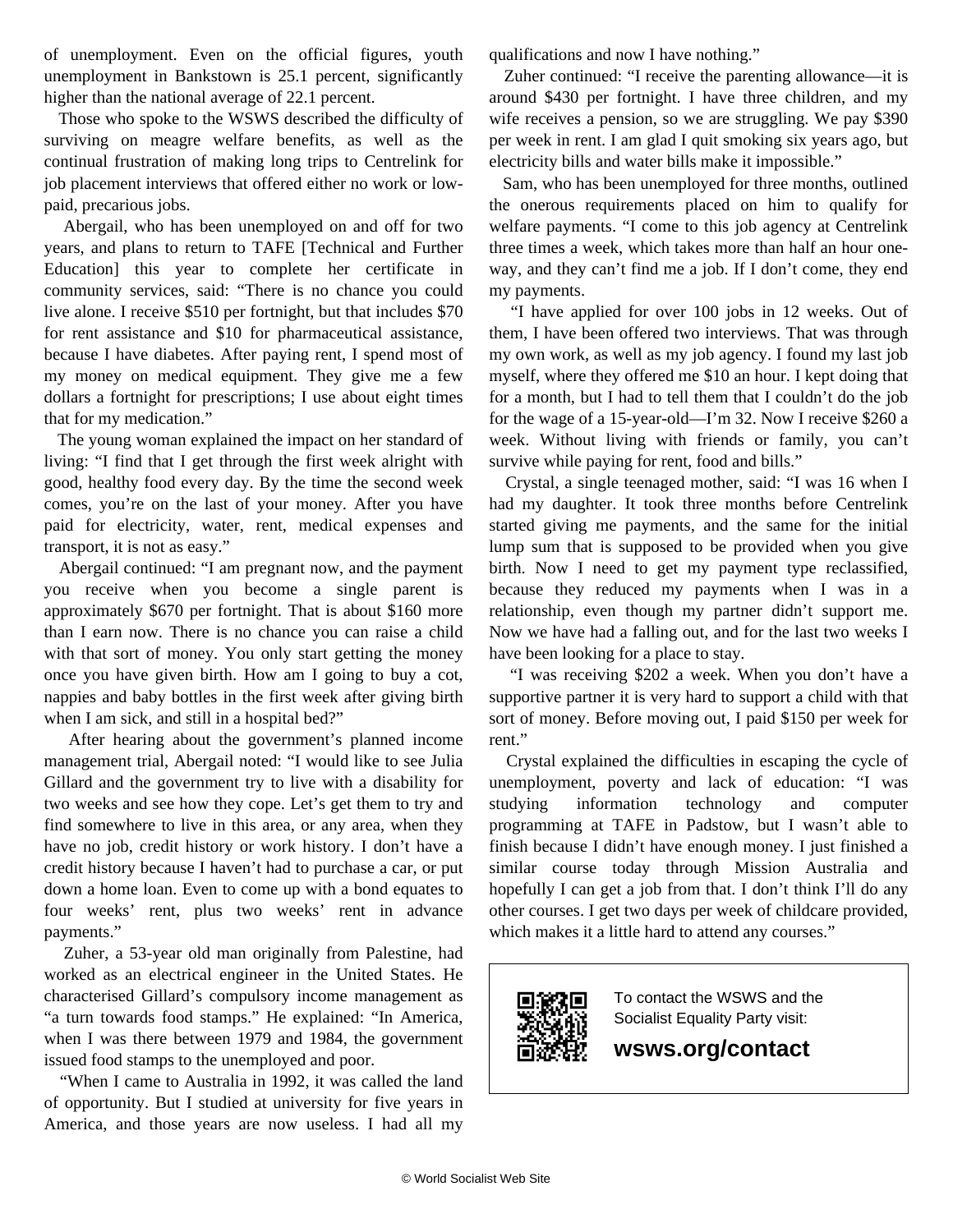of unemployment. Even on the official figures, youth unemployment in Bankstown is 25.1 percent, significantly higher than the national average of 22.1 percent.

Those who spoke to the WSWS described the difficulty of surviving on meagre welfare benefits, as well as the continual frustration of making long trips to Centrelink for job placement interviews that offered either no work or low-paid, precarious jobs.

Abergail, who has been unemployed on and off for two years, and plans to return to TAFE [Technical and Further Education] this year to complete her certificate in community services, said: "There is no chance you could live alone. I receive $510 per fortnight, but that includes $70 for rent assistance and $10 for pharmaceutical assistance, because I have diabetes. After paying rent, I spend most of my money on medical equipment. They give me a few dollars a fortnight for prescriptions; I use about eight times that for my medication."

The young woman explained the impact on her standard of living: "I find that I get through the first week alright with good, healthy food every day. By the time the second week comes, you're on the last of your money. After you have paid for electricity, water, rent, medical expenses and transport, it is not as easy."

Abergail continued: "I am pregnant now, and the payment you receive when you become a single parent is approximately $670 per fortnight. That is about $160 more than I earn now. There is no chance you can raise a child with that sort of money. You only start getting the money once you have given birth. How am I going to buy a cot, nappies and baby bottles in the first week after giving birth when I am sick, and still in a hospital bed?"

After hearing about the government's planned income management trial, Abergail noted: "I would like to see Julia Gillard and the government try to live with a disability for two weeks and see how they cope. Let's get them to try and find somewhere to live in this area, or any area, when they have no job, credit history or work history. I don't have a credit history because I haven't had to purchase a car, or put down a home loan. Even to come up with a bond equates to four weeks' rent, plus two weeks' rent in advance payments."

Zuher, a 53-year old man originally from Palestine, had worked as an electrical engineer in the United States. He characterised Gillard's compulsory income management as "a turn towards food stamps." He explained: "In America, when I was there between 1979 and 1984, the government issued food stamps to the unemployed and poor.

"When I came to Australia in 1992, it was called the land of opportunity. But I studied at university for five years in America, and those years are now useless. I had all my qualifications and now I have nothing."

Zuher continued: "I receive the parenting allowance—it is around $430 per fortnight. I have three children, and my wife receives a pension, so we are struggling. We pay $390 per week in rent. I am glad I quit smoking six years ago, but electricity bills and water bills make it impossible."

Sam, who has been unemployed for three months, outlined the onerous requirements placed on him to qualify for welfare payments. "I come to this job agency at Centrelink three times a week, which takes more than half an hour one-way, and they can't find me a job. If I don't come, they end my payments.

"I have applied for over 100 jobs in 12 weeks. Out of them, I have been offered two interviews. That was through my own work, as well as my job agency. I found my last job myself, where they offered me $10 an hour. I kept doing that for a month, but I had to tell them that I couldn't do the job for the wage of a 15-year-old—I'm 32. Now I receive $260 a week. Without living with friends or family, you can't survive while paying for rent, food and bills."

Crystal, a single teenaged mother, said: "I was 16 when I had my daughter. It took three months before Centrelink started giving me payments, and the same for the initial lump sum that is supposed to be provided when you give birth. Now I need to get my payment type reclassified, because they reduced my payments when I was in a relationship, even though my partner didn't support me. Now we have had a falling out, and for the last two weeks I have been looking for a place to stay.

"I was receiving $202 a week. When you don't have a supportive partner it is very hard to support a child with that sort of money. Before moving out, I paid $150 per week for rent."

Crystal explained the difficulties in escaping the cycle of unemployment, poverty and lack of education: "I was studying information technology and computer programming at TAFE in Padstow, but I wasn't able to finish because I didn't have enough money. I just finished a similar course today through Mission Australia and hopefully I can get a job from that. I don't think I'll do any other courses. I get two days per week of childcare provided, which makes it a little hard to attend any courses."

To contact the WSWS and the Socialist Equality Party visit:

**wsws.org/contact**